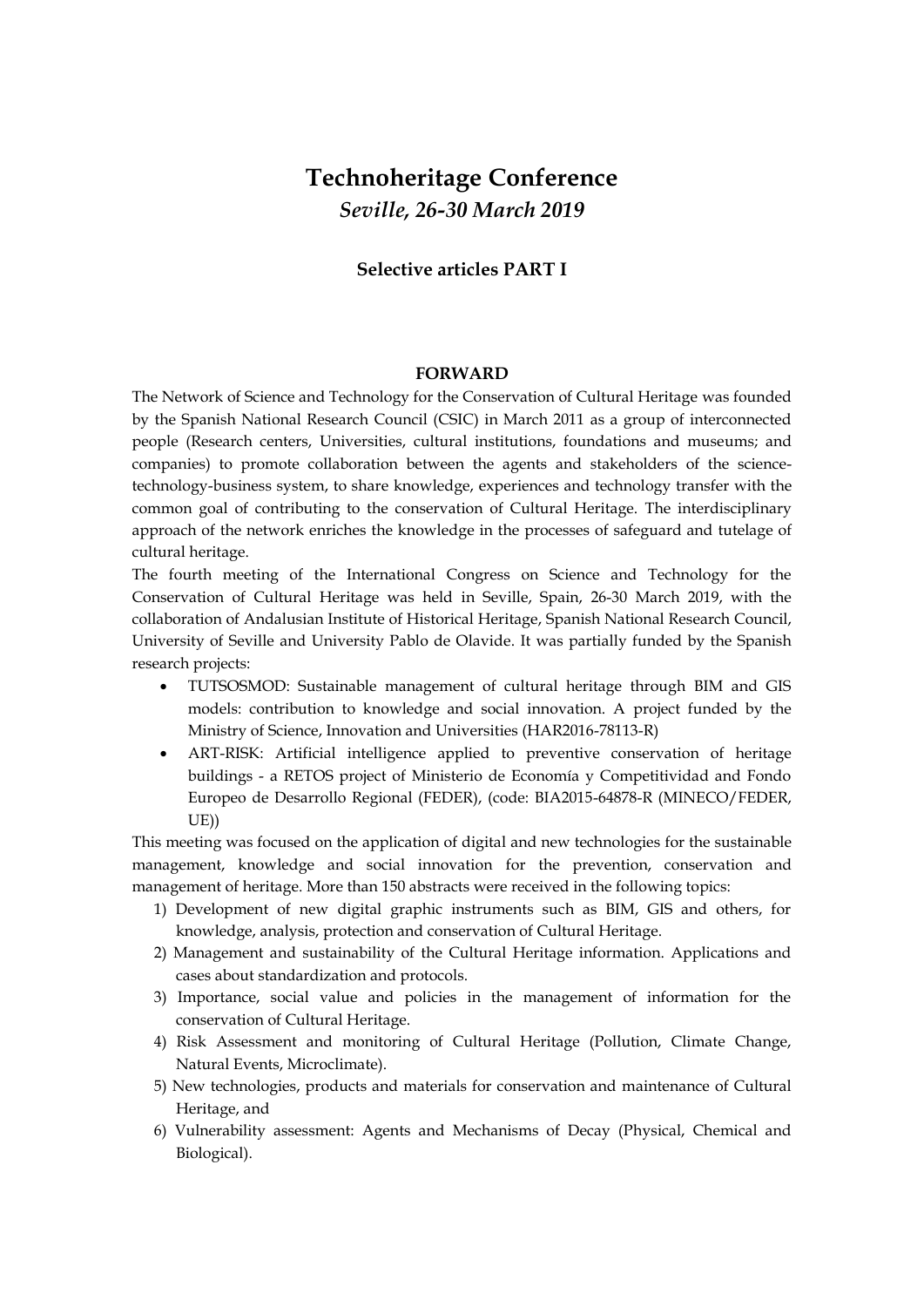# Technoheritage Conference

*Seville, 26-30 March 2019*

### Selective articles PART I

## FORWARD

The Network of Science and Technology for the Conservation of Cultural Heritage was founded by the Spanish National Research Council (CSIC) in March 2011 as a group of interconnected people (Research centers, Universities, cultural institutions, foundations and museums; and companies) to promote collaboration between the agents and stakeholders of the science-technology-business system, to share knowledge, experiences and technology transfer with the common goal of contributing to the conservation of Cultural Heritage. The interdisciplinary approach of the network enriches the knowledge in the processes of safeguard and tutelage of cultural heritage.

The fourth meeting of the International Congress on Science and Technology for the Conservation of Cultural Heritage was held in Seville, Spain, 26-30 March 2019, with the collaboration of Andalusian Institute of Historical Heritage, Spanish National Research Council, University of Seville and University Pablo de Olavide. It was partially funded by the Spanish research projects:

- TUTSOSMOD: Sustainable management of cultural heritage through BIM and GIS models: contribution to knowledge and social innovation. A project funded by the Ministry of Science, Innovation and Universities (HAR2016-78113-R)
- ART-RISK: Artificial intelligence applied to preventive conservation of heritage buildings - a RETOS project of Ministerio de Economía y Competitividad and Fondo Europeo de Desarrollo Regional (FEDER), (code: BIA2015-64878-R (MINECO/FEDER, UE))

This meeting was focused on the application of digital and new technologies for the sustainable management, knowledge and social innovation for the prevention, conservation and management of heritage. More than 150 abstracts were received in the following topics:

1) Development of new digital graphic instruments such as BIM, GIS and others, for knowledge, analysis, protection and conservation of Cultural Heritage.
2) Management and sustainability of the Cultural Heritage information. Applications and cases about standardization and protocols.
3) Importance, social value and policies in the management of information for the conservation of Cultural Heritage.
4) Risk Assessment and monitoring of Cultural Heritage (Pollution, Climate Change, Natural Events, Microclimate).
5) New technologies, products and materials for conservation and maintenance of Cultural Heritage, and
6) Vulnerability assessment: Agents and Mechanisms of Decay (Physical, Chemical and Biological).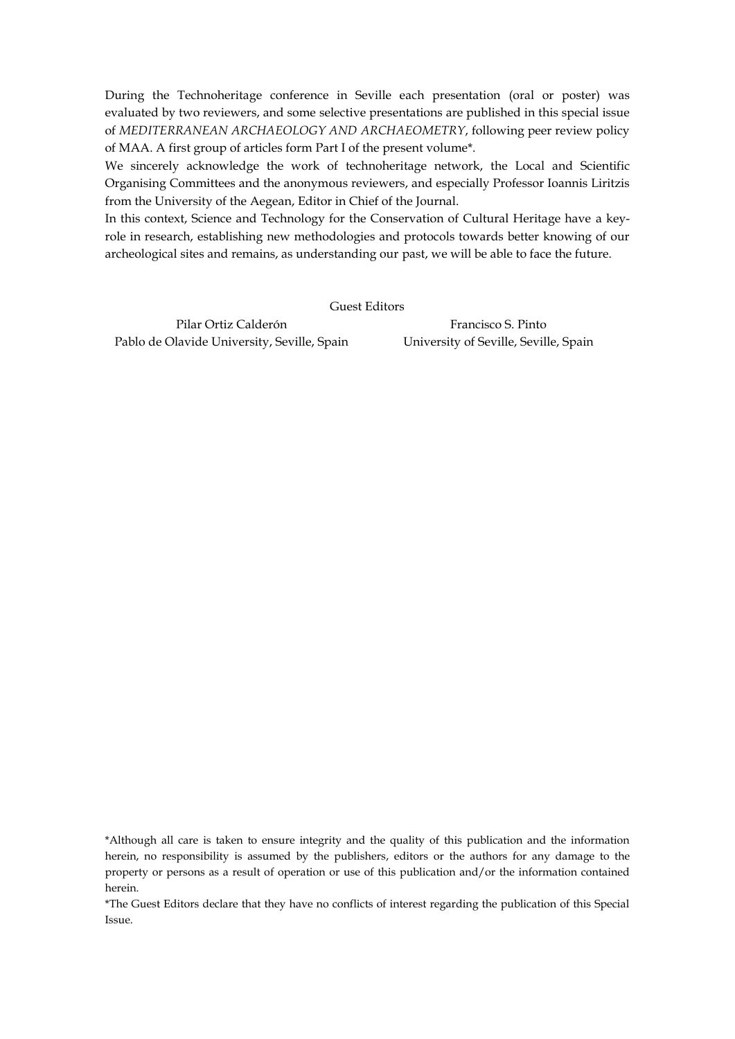During the Technoheritage conference in Seville each presentation (oral or poster) was evaluated by two reviewers, and some selective presentations are published in this special issue of *MEDITERRANEAN ARCHAEOLOGY AND ARCHAEOMETRY*, following peer review policy of MAA. A first group of articles form Part I of the present volume*.

We sincerely acknowledge the work of technoheritage network, the Local and Scientific Organising Committees and the anonymous reviewers, and especially Professor Ioannis Liritzis from the University of the Aegean, Editor in Chief of the Journal.

In this context, Science and Technology for the Conservation of Cultural Heritage have a key-role in research, establishing new methodologies and protocols towards better knowing of our archeological sites and remains, as understanding our past, we will be able to face the future.

Guest Editors

Pilar Ortiz Calderón
Pablo de Olavide University, Seville, Spain

Francisco S. Pinto
University of Seville, Seville, Spain

*Although all care is taken to ensure integrity and the quality of this publication and the information herein, no responsibility is assumed by the publishers, editors or the authors for any damage to the property or persons as a result of operation or use of this publication and/or the information contained herein.

*The Guest Editors declare that they have no conflicts of interest regarding the publication of this Special Issue.